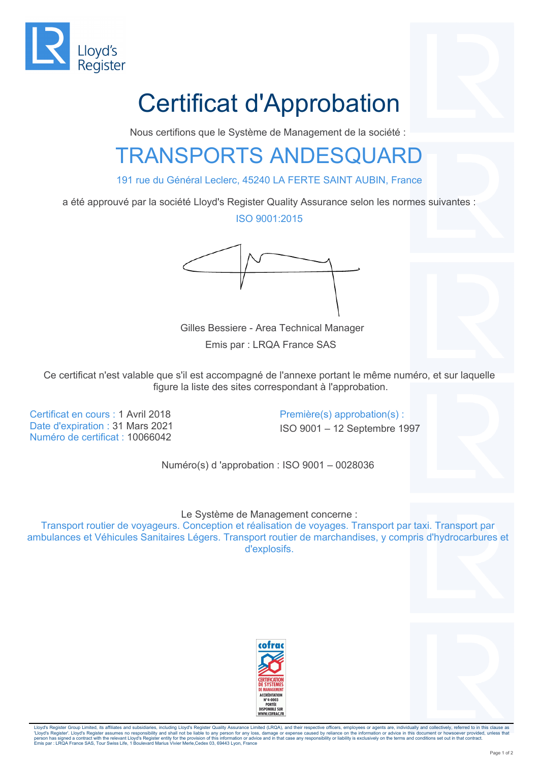# Certificat d'Approbation

Nous certifions que le Système de Management de la société :

## TRANSPORTS ANDESQUARD

191 rue du Général Leclerc, 45240 LA FERTE SAINT AUBIN, France

a été approuvé par la société Lloyd's Register Quality Assurance selon les normes suivantes :

ISO 9001:2015

Gilles Bessiere - Area Technical Manager

Emis par : LRQA France SAS

Ce certificat n'est valable que s'il est accompagné de l'annexe portant le même numéro, et sur laquelle figure la liste des sites correspondant à l'approbation.

Certificat en cours : 1 Avril 2018
Date d'expiration : 31 Mars 2021
Numéro de certificat : 10066042

Première(s) approbation(s) :
ISO 9001 – 12 Septembre 1997

Numéro(s) d 'approbation : ISO 9001 – 0028036

Le Système de Management concerne :

Transport routier de voyageurs. Conception et réalisation de voyages. Transport par taxi. Transport par ambulances et Véhicules Sanitaires Légers. Transport routier de marchandises, y compris d'hydrocarbures et d'explosifs.

cofrac
CERTIFICATION DE SYSTEMES DE MANAGEMENT
ACCRÉDITATION N°4-0003
PORTÉE DISPONIBLE SUR WWW.COFRAC.FR

Lloyd's Register Group Limited, its affiliates and subsidiaries, including Lloyd's Register Quality Assurance Limited (LRQA), and their respective officers, employees or agents are, individually and collectively, referred to in this clause as 'Lloyd's Register'. Lloyd's Register assumes no responsibility and shall not be liable to any person for any loss, damage or expense caused by reliance on the information or advice in this document or howsoever provided, unless that person has signed a contract with the relevant Lloyd's Register entity for the provision of this information or advice and in that case any responsibility or liability is exclusively on the terms and conditions set out in that contract.
Emis par : LRQA France SAS, Tour Swiss Life, 1 Boulevard Marius Vivier Merle,Cedex 03, 69443 Lyon, France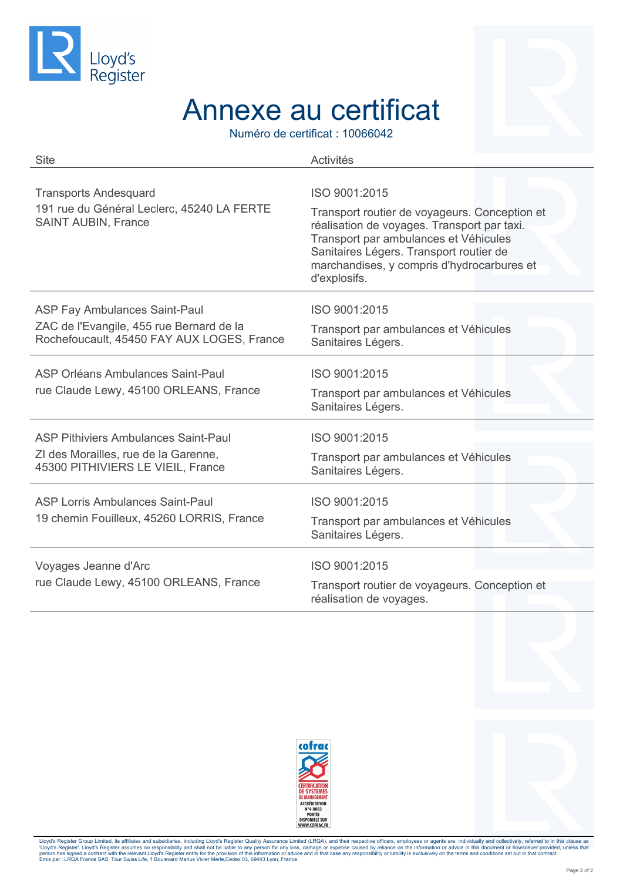Lloyd's Register

# Annexe au certificat

Numéro de certificat : 10066042

| Site | Activités |
|---|---|
| Transports Andesquard<br>191 rue du Général Leclerc, 45240 LA FERTE SAINT AUBIN, France | ISO 9001:2015<br>Transport routier de voyageurs. Conception et réalisation de voyages. Transport par taxi. Transport par ambulances et Véhicules Sanitaires Légers. Transport routier de marchandises, y compris d'hydrocarbures et d'explosifs. |
| ASP Fay Ambulances Saint-Paul<br>ZAC de l'Evangile, 455 rue Bernard de la Rochefoucault, 45450 FAY AUX LOGES, France | ISO 9001:2015<br>Transport par ambulances et Véhicules Sanitaires Légers. |
| ASP Orléans Ambulances Saint-Paul<br>rue Claude Lewy, 45100 ORLEANS, France | ISO 9001:2015<br>Transport par ambulances et Véhicules Sanitaires Légers. |
| ASP Pithiviers Ambulances Saint-Paul<br>ZI des Morailles, rue de la Garenne, 45300 PITHIVIERS LE VIEIL, France | ISO 9001:2015<br>Transport par ambulances et Véhicules Sanitaires Légers. |
| ASP Lorris Ambulances Saint-Paul<br>19 chemin Fouilleux, 45260 LORRIS, France | ISO 9001:2015<br>Transport par ambulances et Véhicules Sanitaires Légers. |
| Voyages Jeanne d'Arc<br>rue Claude Lewy, 45100 ORLEANS, France | ISO 9001:2015<br>Transport routier de voyageurs. Conception et réalisation de voyages. |

cofrac
CERTIFICATION DE SYSTEMES DE MANAGEMENT
ACCRÉDITATION N°4-0003
PORTÉE DISPONIBLE SUR WWW.COFRAC.FR

Lloyd's Register Group Limited, its affiliates and subsidiaries, including Lloyd's Register Quality Assurance Limited (LRQA), and their respective officers, employees or agents are, individually and collectively, referred to in this clause as 'Lloyd's Register'. Lloyd's Register assumes no responsibility and shall not be liable to any person for any loss, damage or expense caused by reliance on the information or advice in this document or howsoever provided, unless that person has signed a contract with the relevant Lloyd's Register entity for the provision of this information or advice and in that case any responsibility or liability is exclusively on the terms and conditions set out in that contract.
Emis par : LRQA France SAS, Tour Swiss Life, 1 Boulevard Marius Vivier Merle,Cedex 03, 69443 Lyon, France